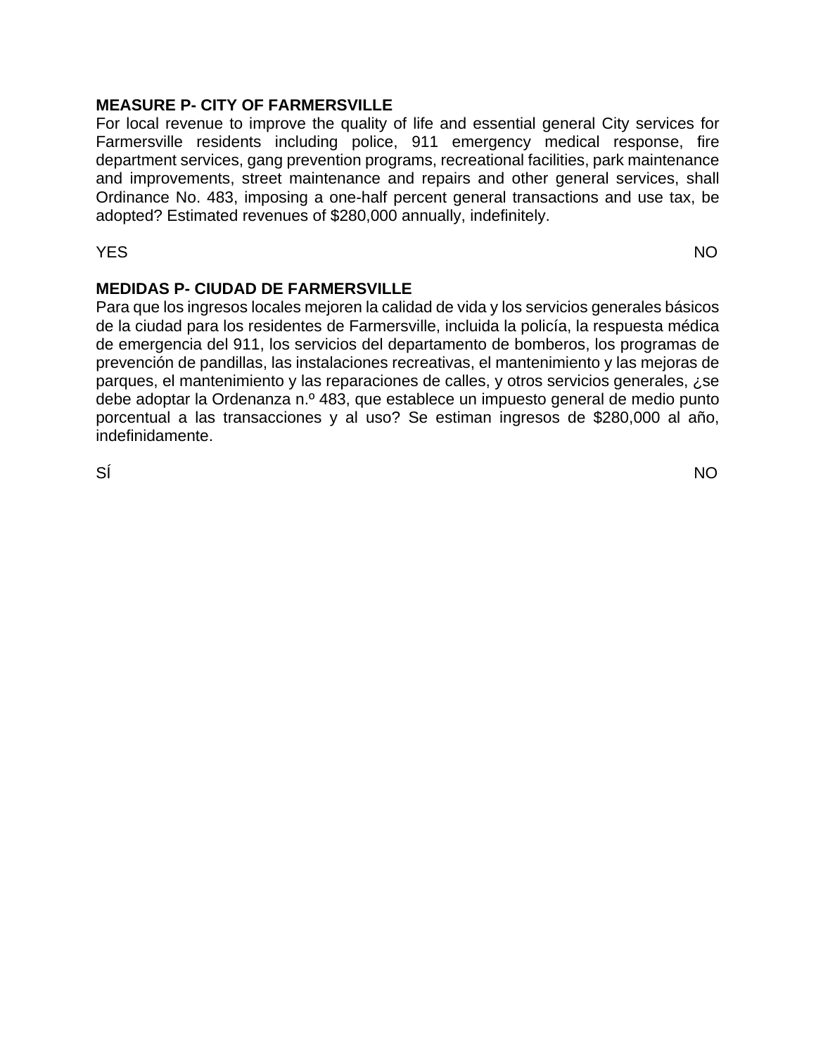**MEASURE P- CITY OF FARMERSVILLE**

For local revenue to improve the quality of life and essential general City services for Farmersville residents including police, 911 emergency medical response, fire department services, gang prevention programs, recreational facilities, park maintenance and improvements, street maintenance and repairs and other general services, shall Ordinance No. 483, imposing a one-half percent general transactions and use tax, be adopted? Estimated revenues of $280,000 annually, indefinitely.

YES NO

**MEDIDAS P- CIUDAD DE FARMERSVILLE**

Para que los ingresos locales mejoren la calidad de vida y los servicios generales básicos de la ciudad para los residentes de Farmersville, incluida la policía, la respuesta médica de emergencia del 911, los servicios del departamento de bomberos, los programas de prevención de pandillas, las instalaciones recreativas, el mantenimiento y las mejoras de parques, el mantenimiento y las reparaciones de calles, y otros servicios generales, ¿se debe adoptar la Ordenanza n.º 483, que establece un impuesto general de medio punto porcentual a las transacciones y al uso? Se estiman ingresos de $280,000 al año, indefinidamente.

SÍ NO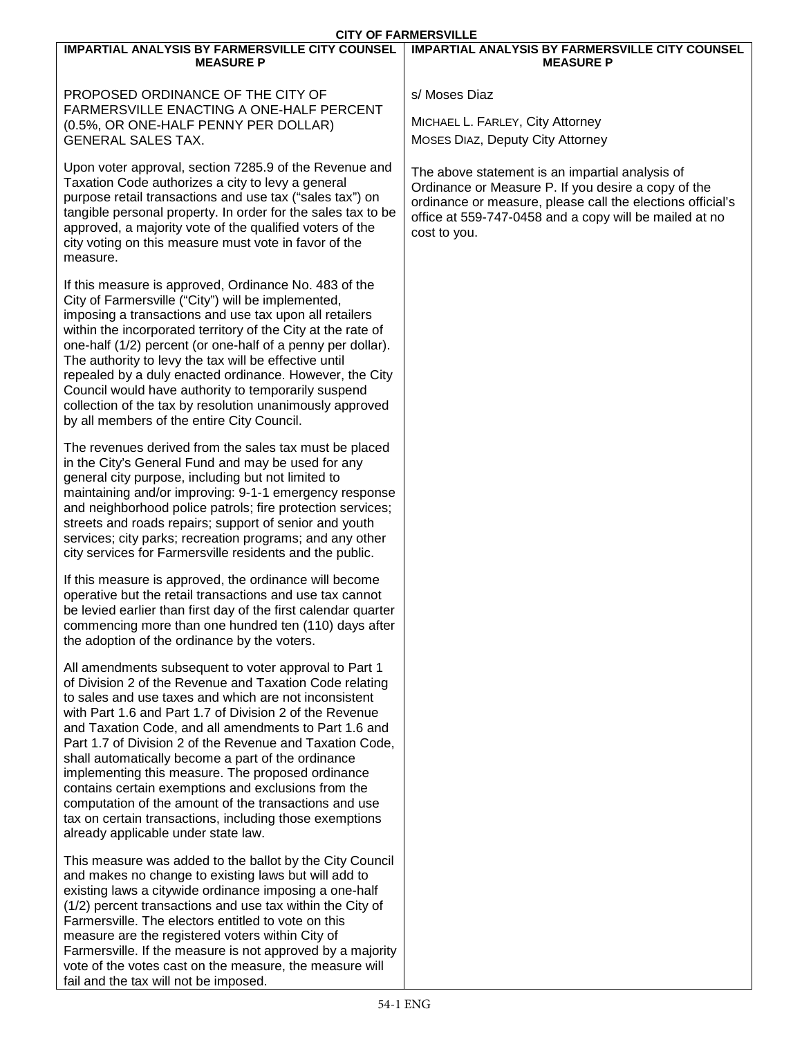# CITY OF FARMERSVILLE

## IMPARTIAL ANALYSIS BY FARMERSVILLE CITY COUNSEL MEASURE P

PROPOSED ORDINANCE OF THE CITY OF FARMERSVILLE ENACTING A ONE-HALF PERCENT (0.5%, OR ONE-HALF PENNY PER DOLLAR) GENERAL SALES TAX.

Upon voter approval, section 7285.9 of the Revenue and Taxation Code authorizes a city to levy a general purpose retail transactions and use tax ("sales tax") on tangible personal property. In order for the sales tax to be approved, a majority vote of the qualified voters of the city voting on this measure must vote in favor of the measure.

If this measure is approved, Ordinance No. 483 of the City of Farmersville ("City") will be implemented, imposing a transactions and use tax upon all retailers within the incorporated territory of the City at the rate of one-half (1/2) percent (or one-half of a penny per dollar). The authority to levy the tax will be effective until repealed by a duly enacted ordinance. However, the City Council would have authority to temporarily suspend collection of the tax by resolution unanimously approved by all members of the entire City Council.

The revenues derived from the sales tax must be placed in the City's General Fund and may be used for any general city purpose, including but not limited to maintaining and/or improving: 9-1-1 emergency response and neighborhood police patrols; fire protection services; streets and roads repairs; support of senior and youth services; city parks; recreation programs; and any other city services for Farmersville residents and the public.

If this measure is approved, the ordinance will become operative but the retail transactions and use tax cannot be levied earlier than first day of the first calendar quarter commencing more than one hundred ten (110) days after the adoption of the ordinance by the voters.

All amendments subsequent to voter approval to Part 1 of Division 2 of the Revenue and Taxation Code relating to sales and use taxes and which are not inconsistent with Part 1.6 and Part 1.7 of Division 2 of the Revenue and Taxation Code, and all amendments to Part 1.6 and Part 1.7 of Division 2 of the Revenue and Taxation Code, shall automatically become a part of the ordinance implementing this measure. The proposed ordinance contains certain exemptions and exclusions from the computation of the amount of the transactions and use tax on certain transactions, including those exemptions already applicable under state law.

This measure was added to the ballot by the City Council and makes no change to existing laws but will add to existing laws a citywide ordinance imposing a one-half (1/2) percent transactions and use tax within the City of Farmersville. The electors entitled to vote on this measure are the registered voters within City of Farmersville. If the measure is not approved by a majority vote of the votes cast on the measure, the measure will fail and the tax will not be imposed.

s/ Moses Diaz

MICHAEL L. FARLEY, City Attorney
MOSES DIAZ, Deputy City Attorney

The above statement is an impartial analysis of Ordinance or Measure P. If you desire a copy of the ordinance or measure, please call the elections official's office at 559-747-0458 and a copy will be mailed at no cost to you.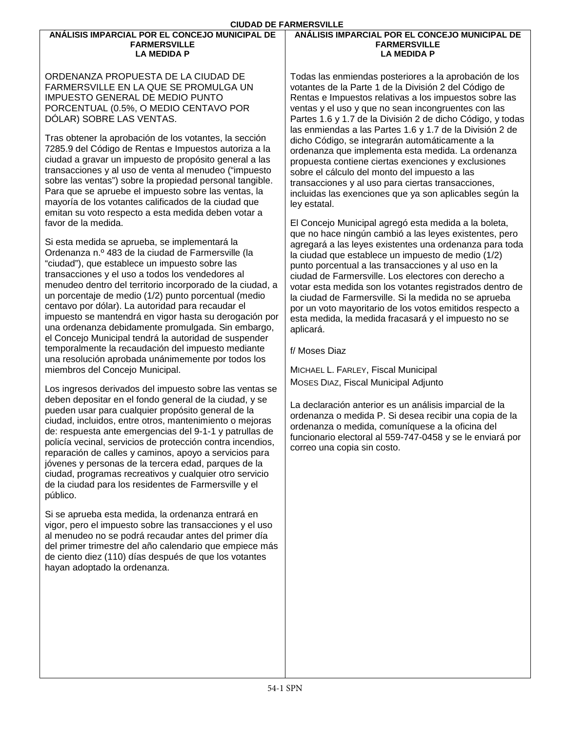**CIUDAD DE FARMERSVILLE**

## ANÁLISIS IMPARCIAL POR EL CONCEJO MUNICIPAL DE FARMERSVILLE
## LA MEDIDA P

ORDENANZA PROPUESTA DE LA CIUDAD DE FARMERSVILLE EN LA QUE SE PROMULGA UN IMPUESTO GENERAL DE MEDIO PUNTO PORCENTUAL (0.5%, O MEDIO CENTAVO POR DÓLAR) SOBRE LAS VENTAS.

Tras obtener la aprobación de los votantes, la sección 7285.9 del Código de Rentas e Impuestos autoriza a la ciudad a gravar un impuesto de propósito general a las transacciones y al uso de venta al menudeo ("impuesto sobre las ventas") sobre la propiedad personal tangible. Para que se apruebe el impuesto sobre las ventas, la mayoría de los votantes calificados de la ciudad que emitan su voto respecto a esta medida deben votar a favor de la medida.

Si esta medida se aprueba, se implementará la Ordenanza n.º 483 de la ciudad de Farmersville (la "ciudad"), que establece un impuesto sobre las transacciones y el uso a todos los vendedores al menudeo dentro del territorio incorporado de la ciudad, a un porcentaje de medio (1/2) punto porcentual (medio centavo por dólar). La autoridad para recaudar el impuesto se mantendrá en vigor hasta su derogación por una ordenanza debidamente promulgada. Sin embargo, el Concejo Municipal tendrá la autoridad de suspender temporalmente la recaudación del impuesto mediante una resolución aprobada unánimemente por todos los miembros del Concejo Municipal.

Los ingresos derivados del impuesto sobre las ventas se deben depositar en el fondo general de la ciudad, y se pueden usar para cualquier propósito general de la ciudad, incluidos, entre otros, mantenimiento o mejoras de: respuesta ante emergencias del 9-1-1 y patrullas de policía vecinal, servicios de protección contra incendios, reparación de calles y caminos, apoyo a servicios para jóvenes y personas de la tercera edad, parques de la ciudad, programas recreativos y cualquier otro servicio de la ciudad para los residentes de Farmersville y el público.

Si se aprueba esta medida, la ordenanza entrará en vigor, pero el impuesto sobre las transacciones y el uso al menudeo no se podrá recaudar antes del primer día del primer trimestre del año calendario que empiece más de ciento diez (110) días después de que los votantes hayan adoptado la ordenanza.

Todas las enmiendas posteriores a la aprobación de los votantes de la Parte 1 de la División 2 del Código de Rentas e Impuestos relativas a los impuestos sobre las ventas y el uso y que no sean incongruentes con las Partes 1.6 y 1.7 de la División 2 de dicho Código, y todas las enmiendas a las Partes 1.6 y 1.7 de la División 2 de dicho Código, se integrarán automáticamente a la ordenanza que implementa esta medida. La ordenanza propuesta contiene ciertas exenciones y exclusiones sobre el cálculo del monto del impuesto a las transacciones y al uso para ciertas transacciones, incluidas las exenciones que ya son aplicables según la ley estatal.

El Concejo Municipal agregó esta medida a la boleta, que no hace ningún cambió a las leyes existentes, pero agregará a las leyes existentes una ordenanza para toda la ciudad que establece un impuesto de medio (1/2) punto porcentual a las transacciones y al uso en la ciudad de Farmersville. Los electores con derecho a votar esta medida son los votantes registrados dentro de la ciudad de Farmersville. Si la medida no se aprueba por un voto mayoritario de los votos emitidos respecto a esta medida, la medida fracasará y el impuesto no se aplicará.

f/ Moses Diaz

MICHAEL L. FARLEY, Fiscal Municipal
MOSES DIAZ, Fiscal Municipal Adjunto

La declaración anterior es un análisis imparcial de la ordenanza o medida P. Si desea recibir una copia de la ordenanza o medida, comuníquese a la oficina del funcionario electoral al 559-747-0458 y se le enviará por correo una copia sin costo.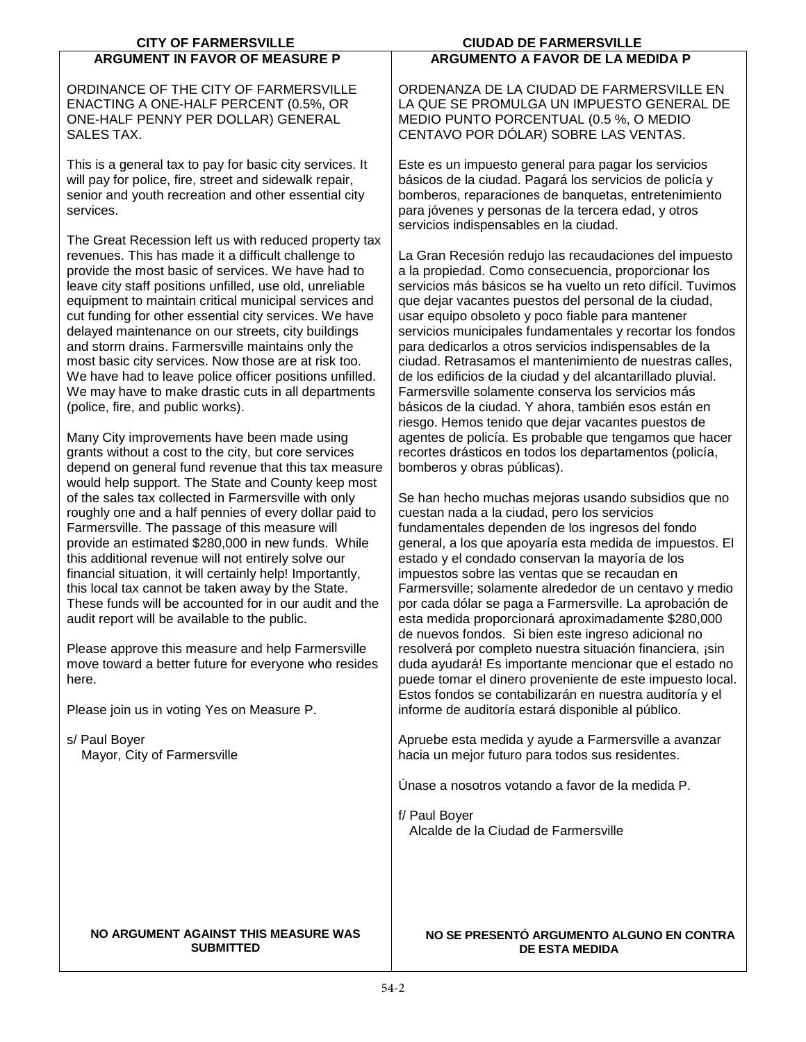## CITY OF FARMERSVILLE

## ARGUMENT IN FAVOR OF MEASURE P

ORDINANCE OF THE CITY OF FARMERSVILLE ENACTING A ONE-HALF PERCENT (0.5%, OR ONE-HALF PENNY PER DOLLAR) GENERAL SALES TAX.

This is a general tax to pay for basic city services. It will pay for police, fire, street and sidewalk repair, senior and youth recreation and other essential city services.

The Great Recession left us with reduced property tax revenues. This has made it a difficult challenge to provide the most basic of services. We have had to leave city staff positions unfilled, use old, unreliable equipment to maintain critical municipal services and cut funding for other essential city services. We have delayed maintenance on our streets, city buildings and storm drains. Farmersville maintains only the most basic city services. Now those are at risk too. We have had to leave police officer positions unfilled. We may have to make drastic cuts in all departments (police, fire, and public works).

Many City improvements have been made using grants without a cost to the city, but core services depend on general fund revenue that this tax measure would help support. The State and County keep most of the sales tax collected in Farmersville with only roughly one and a half pennies of every dollar paid to Farmersville. The passage of this measure will provide an estimated $280,000 in new funds. While this additional revenue will not entirely solve our financial situation, it will certainly help! Importantly, this local tax cannot be taken away by the State. These funds will be accounted for in our audit and the audit report will be available to the public.

Please approve this measure and help Farmersville move toward a better future for everyone who resides here.

Please join us in voting Yes on Measure P.

s/ Paul Boyer
Mayor, City of Farmersville

**NO ARGUMENT AGAINST THIS MEASURE WAS SUBMITTED**

## CIUDAD DE FARMERSVILLE

## ARGUMENTO A FAVOR DE LA MEDIDA P

ORDENANZA DE LA CIUDAD DE FARMERSVILLE EN LA QUE SE PROMULGA UN IMPUESTO GENERAL DE MEDIO PUNTO PORCENTUAL (0.5 %, O MEDIO CENTAVO POR DÓLAR) SOBRE LAS VENTAS.

Este es un impuesto general para pagar los servicios básicos de la ciudad. Pagará los servicios de policía y bomberos, reparaciones de banquetas, entretenimiento para jóvenes y personas de la tercera edad, y otros servicios indispensables en la ciudad.

La Gran Recesión redujo las recaudaciones del impuesto a la propiedad. Como consecuencia, proporcionar los servicios más básicos se ha vuelto un reto difícil. Tuvimos que dejar vacantes puestos del personal de la ciudad, usar equipo obsoleto y poco fiable para mantener servicios municipales fundamentales y recortar los fondos para dedicarlos a otros servicios indispensables de la ciudad. Retrasamos el mantenimiento de nuestras calles, de los edificios de la ciudad y del alcantarillado pluvial. Farmersville solamente conserva los servicios más básicos de la ciudad. Y ahora, también esos están en riesgo. Hemos tenido que dejar vacantes puestos de agentes de policía. Es probable que tengamos que hacer recortes drásticos en todos los departamentos (policía, bomberos y obras públicas).

Se han hecho muchas mejoras usando subsidios que no cuestan nada a la ciudad, pero los servicios fundamentales dependen de los ingresos del fondo general, a los que apoyaría esta medida de impuestos. El estado y el condado conservan la mayoría de los impuestos sobre las ventas que se recaudan en Farmersville; solamente alrededor de un centavo y medio por cada dólar se paga a Farmersville. La aprobación de esta medida proporcionará aproximadamente $280,000 de nuevos fondos. Si bien este ingreso adicional no resolverá por completo nuestra situación financiera, ¡sin duda ayudará! Es importante mencionar que el estado no puede tomar el dinero proveniente de este impuesto local. Estos fondos se contabilizarán en nuestra auditoría y el informe de auditoría estará disponible al público.

Apruebe esta medida y ayude a Farmersville a avanzar hacia un mejor futuro para todos sus residentes.

Únase a nosotros votando a favor de la medida P.

f/ Paul Boyer
Alcalde de la Ciudad de Farmersville

**NO SE PRESENTÓ ARGUMENTO ALGUNO EN CONTRA DE ESTA MEDIDA**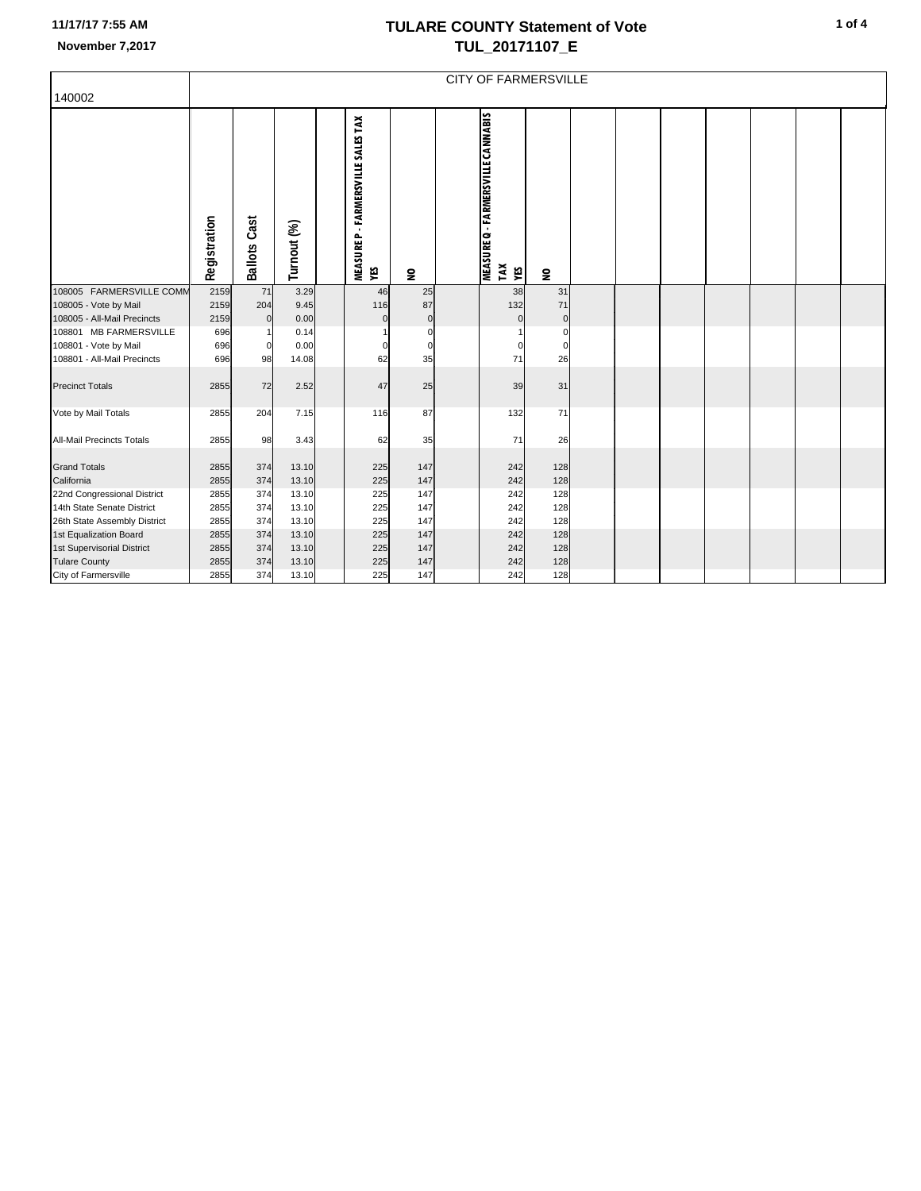# TULARE COUNTY Statement of Vote

## TUL_20171107_E

11/17/17 7:55 AM

November 7,2017

| 140002 | CITY OF FARMERSVILLE | | | | | | | | |
|---|---|---|---|---|---|---|---|---|---|
| | Registration | Ballots Cast | Turnout (%) | | MEASURE P - FARMERSVILLE SALES TAX YES | NO | | MEASURE Q - FARMERSVILLE CANNABIS TAX YES | NO |
| 108005 FARMERSVILLE COMM | 2159 | 71 | 3.29 | | 46 | 25 | | 38 | 31 |
| 108005 - Vote by Mail | 2159 | 204 | 9.45 | | 116 | 87 | | 132 | 71 |
| 108005 - All-Mail Precincts | 2159 | 0 | 0.00 | | 0 | 0 | | 0 | 0 |
| 108801 MB FARMERSVILLE | 696 | 1 | 0.14 | | 1 | 0 | | 1 | 0 |
| 108801 - Vote by Mail | 696 | 0 | 0.00 | | 0 | 0 | | 0 | 0 |
| 108801 - All-Mail Precincts | 696 | 98 | 14.08 | | 62 | 35 | | 71 | 26 |
| Precinct Totals | 2855 | 72 | 2.52 | | 47 | 25 | | 39 | 31 |
| Vote by Mail Totals | 2855 | 204 | 7.15 | | 116 | 87 | | 132 | 71 |
| All-Mail Precincts Totals | 2855 | 98 | 3.43 | | 62 | 35 | | 71 | 26 |
| Grand Totals | 2855 | 374 | 13.10 | | 225 | 147 | | 242 | 128 |
| California | 2855 | 374 | 13.10 | | 225 | 147 | | 242 | 128 |
| 22nd Congressional District | 2855 | 374 | 13.10 | | 225 | 147 | | 242 | 128 |
| 14th State Senate District | 2855 | 374 | 13.10 | | 225 | 147 | | 242 | 128 |
| 26th State Assembly District | 2855 | 374 | 13.10 | | 225 | 147 | | 242 | 128 |
| 1st Equalization Board | 2855 | 374 | 13.10 | | 225 | 147 | | 242 | 128 |
| 1st Supervisorial District | 2855 | 374 | 13.10 | | 225 | 147 | | 242 | 128 |
| Tulare County | 2855 | 374 | 13.10 | | 225 | 147 | | 242 | 128 |
| City of Farmersville | 2855 | 374 | 13.10 | | 225 | 147 | | 242 | 128 |